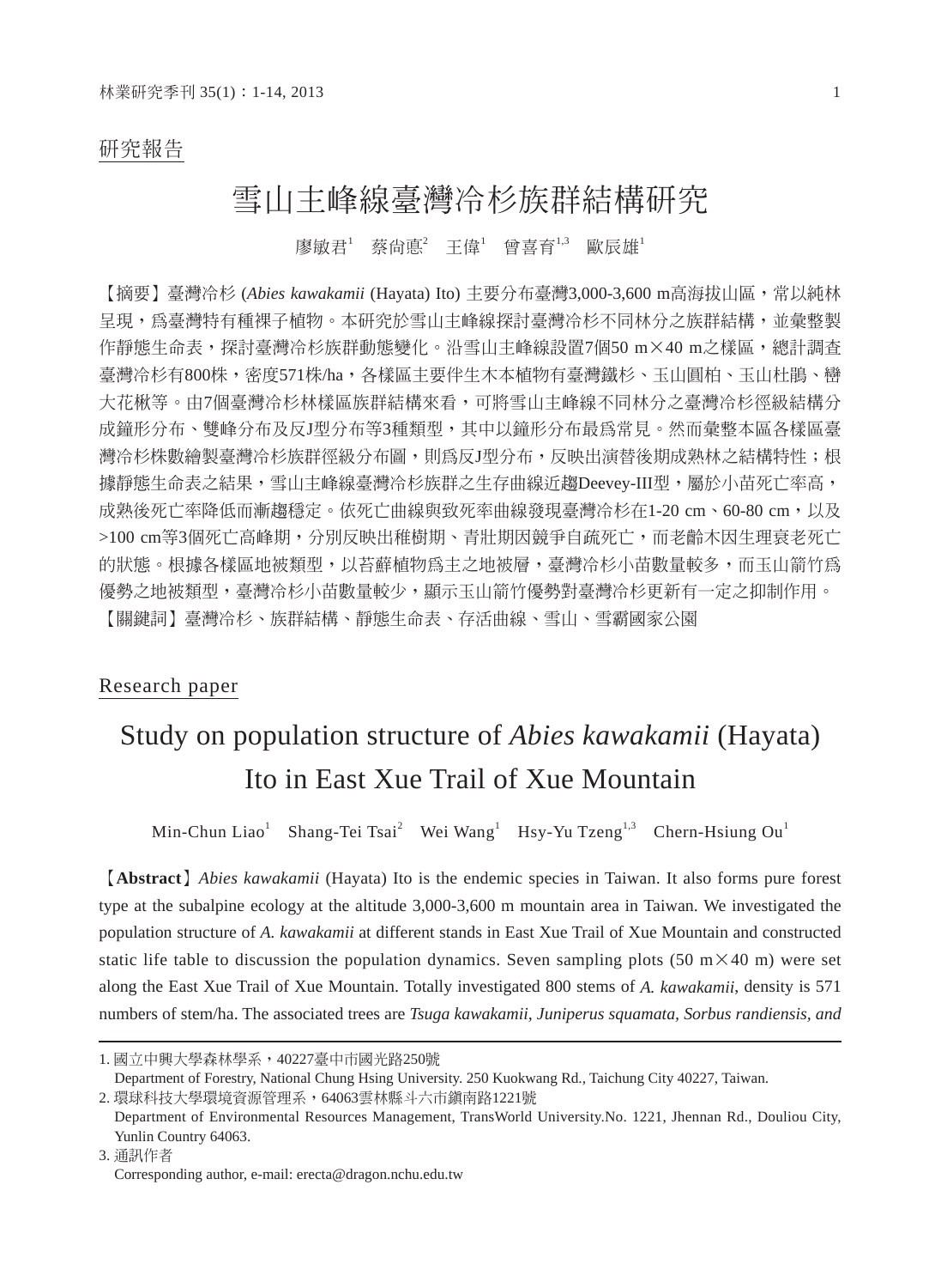研究報告

# 雪山主峰線臺灣冷杉族群結構研究

廖敏君[1]　蔡尚悳[2]　王偉[1]　曾喜育[1,3]　歐辰雄[1]

【摘要】臺灣冷杉 (*Abies kawakamii* (Hayata) Ito) 主要分布臺灣3,000-3,600 m高海拔山區，常以純林呈現，為臺灣特有種裸子植物。本研究於雪山主峰線探討臺灣冷杉不同林分之族群結構，並彙整製作靜態生命表，探討臺灣冷杉族群動態變化。沿雪山主峰線設置7個50 m×40 m之樣區，總計調查臺灣冷杉有800株，密度571株/ha，各樣區主要伴生木本植物有臺灣鐵杉、玉山圓柏、玉山杜鵑、巒大花楸等。由7個臺灣冷杉林樣區族群結構來看，可將雪山主峰線不同林分之臺灣冷杉徑級結構分成鐘形分布、雙峰分布及反J型分布等3種類型，其中以鐘形分布最為常見。然而彙整本區各樣區臺灣冷杉株數繪製臺灣冷杉族群徑級分布圖，則為反J型分布，反映出演替後期成熟林之結構特性；根據靜態生命表之結果，雪山主峰線臺灣冷杉族群之生存曲線近趨Deevey-III型，屬於小苗死亡率高，成熟後死亡率降低而漸趨穩定。依死亡曲線與致死率曲線發現臺灣冷杉在1-20 cm、60-80 cm，以及>100 cm等3個死亡高峰期，分別反映出稚樹期、青壯期因競爭自疏死亡，而老齡木因生理衰老死亡的狀態。根據各樣區地被類型，以苔蘚植物為主之地被層，臺灣冷杉小苗數量較多，而玉山箭竹為優勢之地被類型，臺灣冷杉小苗數量較少，顯示玉山箭竹優勢對臺灣冷杉更新有一定之抑制作用。

【關鍵詞】臺灣冷杉、族群結構、靜態生命表、存活曲線、雪山、雪霸國家公園

Research paper

# Study on population structure of *Abies kawakamii* (Hayata) Ito in East Xue Trail of Xue Mountain

Min-Chun Liao[1]　Shang-Tei Tsai[2]　Wei Wang[1]　Hsy-Yu Tzeng[1,3]　Chern-Hsiung Ou[1]

【**Abstract**】*Abies kawakamii* (Hayata) Ito is the endemic species in Taiwan. It also forms pure forest type at the subalpine ecology at the altitude 3,000-3,600 m mountain area in Taiwan. We investigated the population structure of *A. kawakamii* at different stands in East Xue Trail of Xue Mountain and constructed static life table to discussion the population dynamics. Seven sampling plots (50 m×40 m) were set along the East Xue Trail of Xue Mountain. Totally investigated 800 stems of *A. kawakamii*, density is 571 numbers of stem/ha. The associated trees are *Tsuga kawakamii, Juniperus squamata, Sorbus randiensis, and*

---

1. 國立中興大學森林學系，40227臺中市國光路250號
   Department of Forestry, National Chung Hsing University. 250 Kuokwang Rd., Taichung City 40227, Taiwan.
2. 環球科技大學環境資源管理系，64063雲林縣斗六市鎮南路1221號
   Department of Environmental Resources Management, TransWorld University.No. 1221, Jhennan Rd., Douliou City, Yunlin Country 64063.
3. 通訊作者
   Corresponding author, e-mail: erecta@dragon.nchu.edu.tw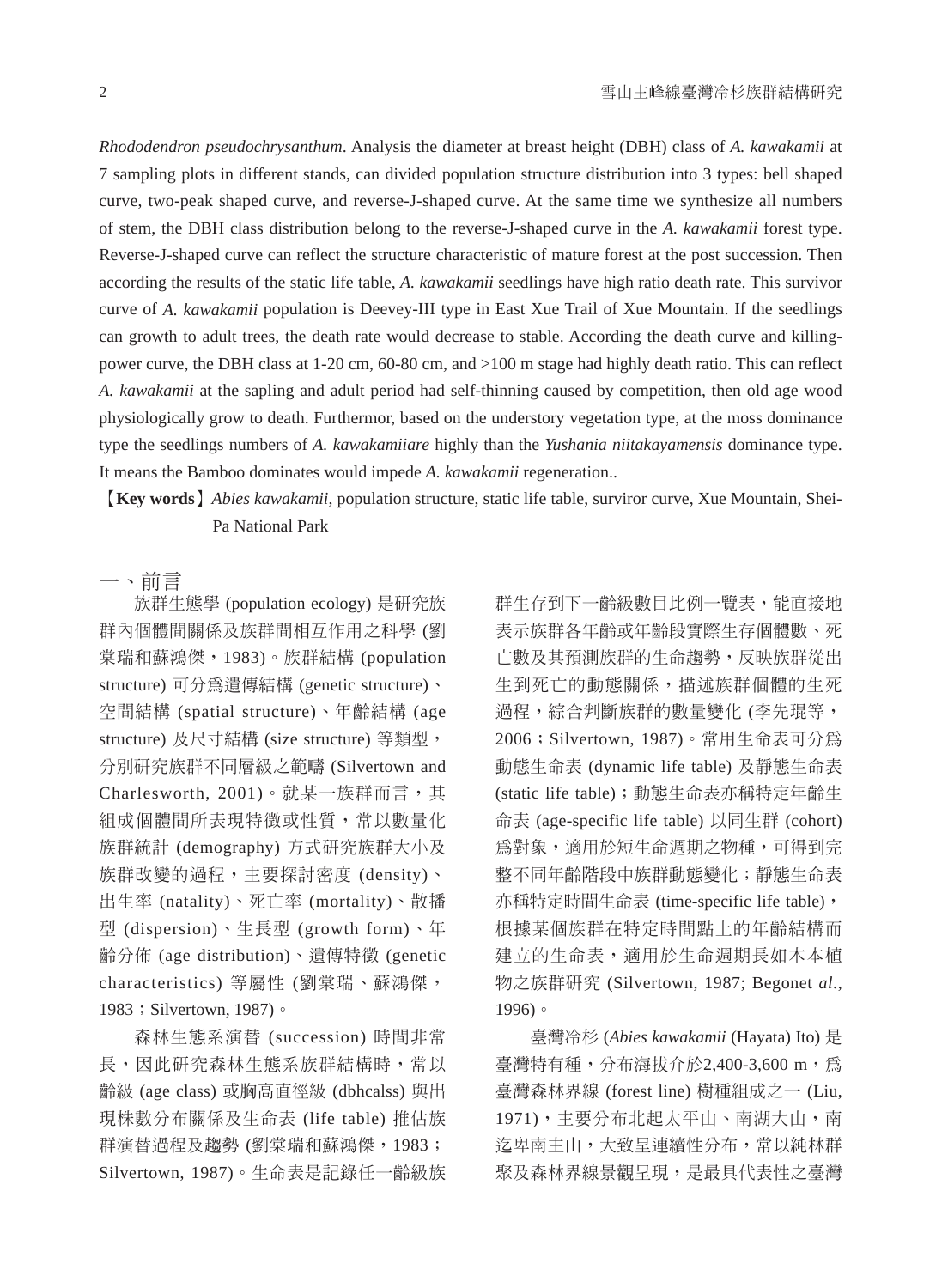*Rhododendron pseudochrysanthum*. Analysis the diameter at breast height (DBH) class of *A. kawakamii* at 7 sampling plots in different stands, can divided population structure distribution into 3 types: bell shaped curve, two-peak shaped curve, and reverse-J-shaped curve. At the same time we synthesize all numbers of stem, the DBH class distribution belong to the reverse-J-shaped curve in the *A. kawakamii* forest type. Reverse-J-shaped curve can reflect the structure characteristic of mature forest at the post succession. Then according the results of the static life table, *A. kawakamii* seedlings have high ratio death rate. This survivor curve of *A. kawakamii* population is Deevey-III type in East Xue Trail of Xue Mountain. If the seedlings can growth to adult trees, the death rate would decrease to stable. According the death curve and killing-power curve, the DBH class at 1-20 cm, 60-80 cm, and >100 m stage had highly death ratio. This can reflect *A. kawakamii* at the sapling and adult period had self-thinning caused by competition, then old age wood physiologically grow to death. Furthermor, based on the understory vegetation type, at the moss dominance type the seedlings numbers of *A. kawakamiiare* highly than the *Yushania niitakayamensis* dominance type. It means the Bamboo dominates would impede *A. kawakamii* regeneration..

【**Key words**】*Abies kawakamii*, population structure, static life table, surviror curve, Xue Mountain, Shei-Pa National Park

## 一、前言

族群生態學 (population ecology) 是研究族群內個體間關係及族群間相互作用之科學 (劉棠瑞和蘇鴻傑，1983)。族群結構 (population structure) 可分為遺傳結構 (genetic structure)、空間結構 (spatial structure)、年齡結構 (age structure) 及尺寸結構 (size structure) 等類型，分別研究族群不同層級之範疇 (Silvertown and Charlesworth, 2001)。就某一族群而言，其組成個體間所表現特徵或性質，常以數量化族群統計 (demography) 方式研究族群大小及族群改變的過程，主要探討密度 (density)、出生率 (natality)、死亡率 (mortality)、散播型 (dispersion)、生長型 (growth form)、年齡分佈 (age distribution)、遺傳特徵 (genetic characteristics) 等屬性 (劉棠瑞、蘇鴻傑，1983；Silvertown, 1987)。

森林生態系演替 (succession) 時間非常長，因此研究森林生態系族群結構時，常以齡級 (age class) 或胸高直徑級 (dbhcalss) 與出現株數分布關係及生命表 (life table) 推估族群演替過程及趨勢 (劉棠瑞和蘇鴻傑，1983；Silvertown, 1987)。生命表是記錄任一齡級族群生存到下一齡級數目比例一覽表，能直接地表示族群各年齡或年齡段實際生存個體數、死亡數及其預測族群的生命趨勢，反映族群從出生到死亡的動態關係，描述族群個體的生死過程，綜合判斷族群的數量變化 (李先琨等，2006；Silvertown, 1987)。常用生命表可分為動態生命表 (dynamic life table) 及靜態生命表 (static life table)；動態生命表亦稱特定年齡生命表 (age-specific life table) 以同生群 (cohort) 為對象，適用於短生命週期之物種，可得到完整不同年齡階段中族群動態變化；靜態生命表亦稱特定時間生命表 (time-specific life table)，根據某個族群在特定時間點上的年齡結構而建立的生命表，適用於生命週期長如木本植物之族群研究 (Silvertown, 1987; Begonet *al*., 1996)。

臺灣冷杉 (*Abies kawakamii* (Hayata) Ito) 是臺灣特有種，分布海拔介於2,400-3,600 m，為臺灣森林界線 (forest line) 樹種組成之一 (Liu, 1971)，主要分布北起太平山、南湖大山，南迄卑南主山，大致呈連續性分布，常以純林群聚及森林界線景觀呈現，是最具代表性之臺灣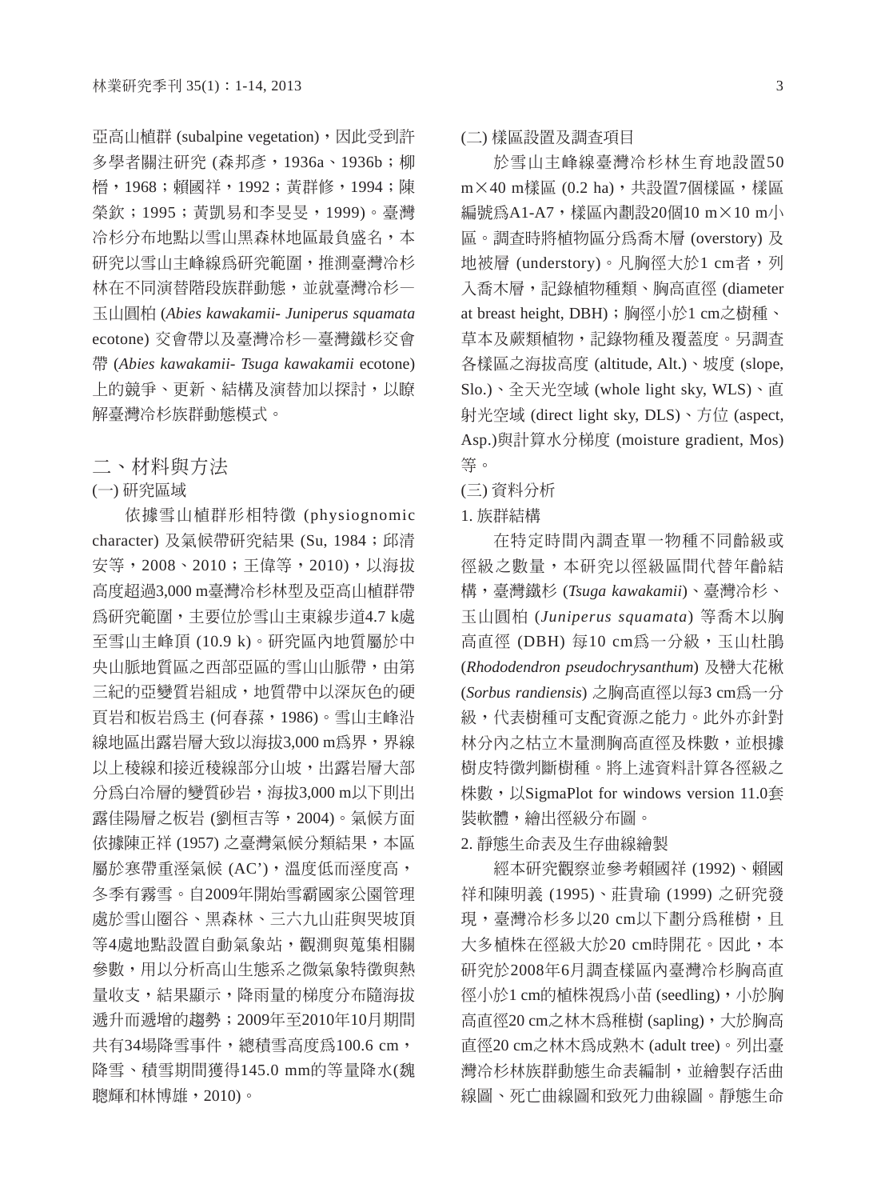亞高山植群 (subalpine vegetation)，因此受到許多學者關注研究 (森邦彥，1936a、1936b；柳榗，1968；賴國祥，1992；黃群修，1994；陳榮欽；1995；黃凱易和李旻旻，1999)。臺灣冷杉分布地點以雪山黑森林地區最負盛名，本研究以雪山主峰線爲研究範圍，推測臺灣冷杉林在不同演替階段族群動態，並就臺灣冷杉—玉山圓柏 (*Abies kawakamii- Juniperus squamata* ecotone) 交會帶以及臺灣冷杉—臺灣鐵杉交會帶 (*Abies kawakamii- Tsuga kawakamii* ecotone) 上的競爭、更新、結構及演替加以探討，以瞭解臺灣冷杉族群動態模式。

## 二、材料與方法

### (一) 研究區域

依據雪山植群形相特徵 (physiognomic character) 及氣候帶研究結果 (Su, 1984；邱清安等，2008、2010；王偉等，2010)，以海拔高度超過3,000 m臺灣冷杉林型及亞高山植群帶爲研究範圍，主要位於雪山主東線步道4.7 k處至雪山主峰頂 (10.9 k)。研究區內地質屬於中央山脈地質區之西部亞區的雪山山脈帶，由第三紀的亞變質岩組成，地質帶中以深灰色的硬頁岩和板岩爲主 (何春蓀，1986)。雪山主峰沿線地區出露岩層大致以海拔3,000 m爲界，界線以上稜線和接近稜線部分山坡，出露岩層大部分爲白冷層的變質砂岩，海拔3,000 m以下則出露佳陽層之板岩 (劉桓吉等，2004)。氣候方面依據陳正祥 (1957) 之臺灣氣候分類結果，本區屬於寒帶重溼氣候 (AC’)，溫度低而溼度高，冬季有霧雪。自2009年開始雪霸國家公園管理處於雪山圈谷、黑森林、三六九山莊與哭坡頂等4處地點設置自動氣象站，觀測與蒐集相關參數，用以分析高山生態系之微氣象特徵與熱量收支，結果顯示，降雨量的梯度分布隨海拔遞升而遞增的趨勢；2009年至2010年10月期間共有34場降雪事件，總積雪高度爲100.6 cm，降雪、積雪期間獲得145.0 mm的等量降水(魏聰輝和林博雄，2010)。

### (二) 樣區設置及調查項目

於雪山主峰線臺灣冷杉林生育地設置50 m×40 m樣區 (0.2 ha)，共設置7個樣區，樣區編號爲A1-A7，樣區內劃設20個10 m×10 m小區。調查時將植物區分爲喬木層 (overstory) 及地被層 (understory)。凡胸徑大於1 cm者，列入喬木層，記錄植物種類、胸高直徑 (diameter at breast height, DBH)；胸徑小於1 cm之樹種、草本及蕨類植物，記錄物種及覆蓋度。另調查各樣區之海拔高度 (altitude, Alt.)、坡度 (slope, Slo.)、全天光空域 (whole light sky, WLS)、直射光空域 (direct light sky, DLS)、方位 (aspect, Asp.)與計算水分梯度 (moisture gradient, Mos) 等。

### (三) 資料分析

1. 族群結構

在特定時間內調查單一物種不同齡級或徑級之數量，本研究以徑級區間代替年齡結構，臺灣鐵杉 (*Tsuga kawakamii*)、臺灣冷杉、玉山圓柏 (*Juniperus squamata*) 等喬木以胸高直徑 (DBH) 每10 cm爲一分級，玉山杜鵑 (*Rhododendron pseudochrysanthum*) 及巒大花楸 (*Sorbus randiensis*) 之胸高直徑以每3 cm爲一分級，代表樹種可支配資源之能力。此外亦針對林分內之枯立木量測胸高直徑及株數，並根據樹皮特徵判斷樹種。將上述資料計算各徑級之株數，以SigmaPlot for windows version 11.0套裝軟體，繪出徑級分布圖。

2. 靜態生命表及生存曲線繪製

經本研究觀察並參考賴國祥 (1992)、賴國祥和陳明義 (1995)、莊貴瑜 (1999) 之研究發現，臺灣冷杉多以20 cm以下劃分爲稚樹，且大多植株在徑級大於20 cm時開花。因此，本研究於2008年6月調查樣區內臺灣冷杉胸高直徑小於1 cm的植株視爲小苗 (seedling)，小於胸高直徑20 cm之林木爲稚樹 (sapling)，大於胸高直徑20 cm之林木爲成熟木 (adult tree)。列出臺灣冷杉林族群動態生命表編制，並繪製存活曲線圖、死亡曲線圖和致死力曲線圖。靜態生命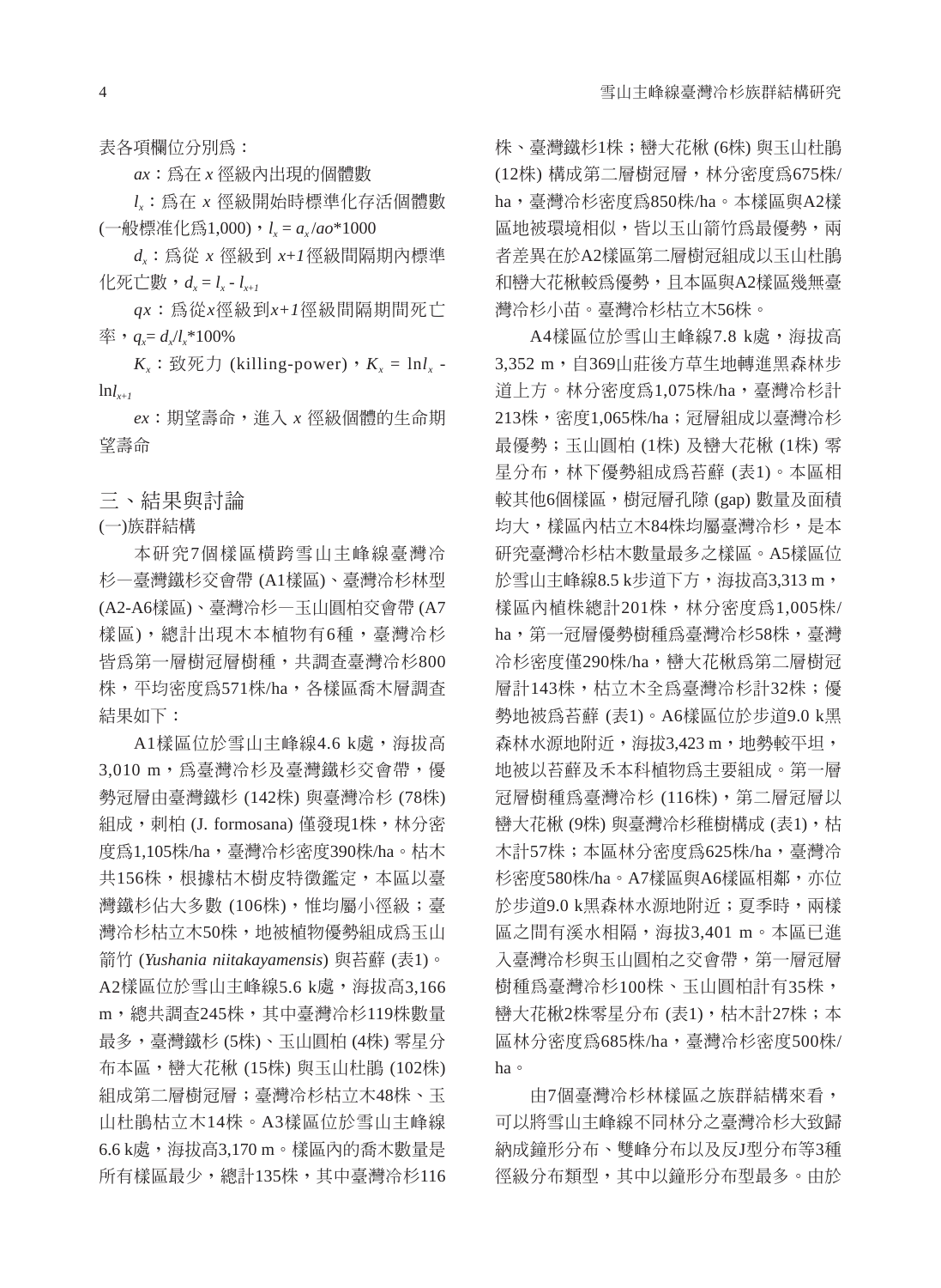表各項欄位分別爲：

$ax$：爲在 $x$ 徑級內出現的個體數

$l_x$：爲在 $x$ 徑級開始時標準化存活個體數 (一般標准化爲1,000)，$l_x = a_x/ao*1000$

$d_x$：爲從 $x$ 徑級到 $x+1$徑級間隔期內標準化死亡數，$d_x = l_x - l_{x+1}$

$qx$：爲從$x$徑級到$x+1$徑級間隔期間死亡率，$q_x= d_x/l_x*100\%$

$K_x$：致死力 (killing-power)，$K_x = \ln l_x - \ln l_{x+1}$

$ex$：期望壽命，進入 $x$ 徑級個體的生命期望壽命

## 三、結果與討論

### (一)族群結構

本研究7個樣區橫跨雪山主峰線臺灣冷杉—臺灣鐵杉交會帶 (A1樣區)、臺灣冷杉林型 (A2-A6樣區)、臺灣冷杉—玉山圓柏交會帶 (A7樣區)，總計出現木本植物有6種，臺灣冷杉皆爲第一層樹冠層樹種，共調查臺灣冷杉800株，平均密度爲571株/ha，各樣區喬木層調查結果如下：

A1樣區位於雪山主峰線4.6 k處，海拔高3,010 m，爲臺灣冷杉及臺灣鐵杉交會帶，優勢冠層由臺灣鐵杉 (142株) 與臺灣冷杉 (78株) 組成，刺柏 (J. formosana) 僅發現1株，林分密度爲1,105株/ha，臺灣冷杉密度390株/ha。枯木共156株，根據枯木樹皮特徵鑑定，本區以臺灣鐵杉佔大多數 (106株)，惟均屬小徑級；臺灣冷杉枯立木50株，地被植物優勢組成爲玉山箭竹 (*Yushania niitakayamensis*) 與苔蘚 (表1)。A2樣區位於雪山主峰線5.6 k處，海拔高3,166 m，總共調查245株，其中臺灣冷杉119株數量最多，臺灣鐵杉 (5株)、玉山圓柏 (4株) 零星分布本區，巒大花楸 (15株) 與玉山杜鵑 (102株) 組成第二層樹冠層；臺灣冷杉枯立木48株、玉山杜鵑枯立木14株。A3樣區位於雪山主峰線6.6 k處，海拔高3,170 m。樣區內的喬木數量是所有樣區最少，總計135株，其中臺灣冷杉116株、臺灣鐵杉1株；巒大花楸 (6株) 與玉山杜鵑 (12株) 構成第二層樹冠層，林分密度爲675株/ha，臺灣冷杉密度爲850株/ha。本樣區與A2樣區地被環境相似，皆以玉山箭竹爲最優勢，兩者差異在於A2樣區第二層樹冠組成以玉山杜鵑和巒大花楸較爲優勢，且本區與A2樣區幾無臺灣冷杉小苗。臺灣冷杉枯立木56株。

A4樣區位於雪山主峰線7.8 k處，海拔高3,352 m，自369山莊後方草生地轉進黑森林步道上方。林分密度爲1,075株/ha，臺灣冷杉計213株，密度1,065株/ha；冠層組成以臺灣冷杉最優勢；玉山圓柏 (1株) 及巒大花楸 (1株) 零星分布，林下優勢組成爲苔蘚 (表1)。本區相較其他6個樣區，樹冠層孔隙 (gap) 數量及面積均大，樣區內枯立木84株均屬臺灣冷杉，是本研究臺灣冷杉枯木數量最多之樣區。A5樣區位於雪山主峰線8.5 k步道下方，海拔高3,313 m，樣區內植株總計201株，林分密度爲1,005株/ha，第一冠層優勢樹種爲臺灣冷杉58株，臺灣冷杉密度僅290株/ha，巒大花楸爲第二層樹冠層計143株，枯立木全爲臺灣冷杉計32株；優勢地被爲苔蘚 (表1)。A6樣區位於步道9.0 k黑森林水源地附近，海拔3,423 m，地勢較平坦，地被以苔蘚及禾本科植物爲主要組成。第一層冠層樹種爲臺灣冷杉 (116株)，第二層冠層以巒大花楸 (9株) 與臺灣冷杉稚樹構成 (表1)，枯木計57株；本區林分密度爲625株/ha，臺灣冷杉密度580株/ha。A7樣區與A6樣區相鄰，亦位於步道9.0 k黑森林水源地附近；夏季時，兩樣區之間有溪水相隔，海拔3,401 m。本區已進入臺灣冷杉與玉山圓柏之交會帶，第一層冠層樹種爲臺灣冷杉100株、玉山圓柏計有35株，巒大花楸2株零星分布 (表1)，枯木計27株；本區林分密度爲685株/ha，臺灣冷杉密度500株/ha。

由7個臺灣冷杉林樣區之族群結構來看，可以將雪山主峰線不同林分之臺灣冷杉大致歸納成鐘形分布、雙峰分布以及反J型分布等3種徑級分布類型，其中以鐘形分布型最多。由於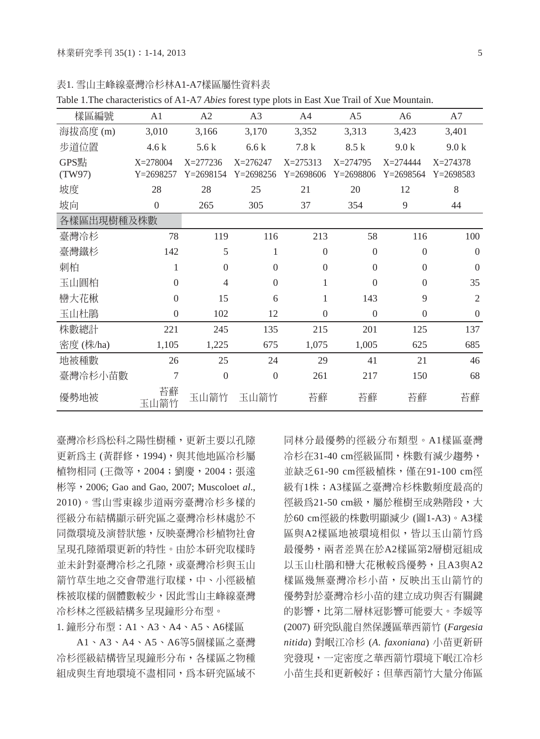表1. 雪山主峰線臺灣冷杉林A1-A7樣區屬性資料表

Table 1.The characteristics of A1-A7 *Abies* forest type plots in East Xue Trail of Xue Mountain.

| 樣區編號 | A1 | A2 | A3 | A4 | A5 | A6 | A7 |
|---|---|---|---|---|---|---|---|
| 海拔高度 (m) | 3,010 | 3,166 | 3,170 | 3,352 | 3,313 | 3,423 | 3,401 |
| 步道位置 | 4.6 k | 5.6 k | 6.6 k | 7.8 k | 8.5 k | 9.0 k | 9.0 k |
| GPS點 (TW97) | X=278004 Y=2698257 | X=277236 Y=2698154 | X=276247 Y=2698256 | X=275313 Y=2698606 | X=274795 Y=2698806 | X=274444 Y=2698564 | X=274378 Y=2698583 |
| 坡度 | 28 | 28 | 25 | 21 | 20 | 12 | 8 |
| 坡向 | 0 | 265 | 305 | 37 | 354 | 9 | 44 |
| 各樣區出現樹種及株數 | | | | | | | |
| 臺灣冷杉 | 78 | 119 | 116 | 213 | 58 | 116 | 100 |
| 臺灣鐵杉 | 142 | 5 | 1 | 0 | 0 | 0 | 0 |
| 刺柏 | 1 | 0 | 0 | 0 | 0 | 0 | 0 |
| 玉山圓柏 | 0 | 4 | 0 | 1 | 0 | 0 | 35 |
| 巒大花楸 | 0 | 15 | 6 | 1 | 143 | 9 | 2 |
| 玉山杜鵑 | 0 | 102 | 12 | 0 | 0 | 0 | 0 |
| 株數總計 | 221 | 245 | 135 | 215 | 201 | 125 | 137 |
| 密度 (株/ha) | 1,105 | 1,225 | 675 | 1,075 | 1,005 | 625 | 685 |
| 地被種數 | 26 | 25 | 24 | 29 | 41 | 21 | 46 |
| 臺灣冷杉小苗數 | 7 | 0 | 0 | 261 | 217 | 150 | 68 |
| 優勢地被 | 苔蘚 玉山箭竹 | 玉山箭竹 | 玉山箭竹 | 苔蘚 | 苔蘚 | 苔蘚 | 苔蘚 |

臺灣冷杉爲松科之陽性樹種，更新主要以孔隙更新爲主 (黃群修，1994)，與其他地區冷杉屬植物相同 (王微等，2004；劉慶，2004；張遠彬等，2006; Gao and Gao, 2007; Muscoloet *al*., 2010)。雪山雪東線步道兩旁臺灣冷杉多樣的徑級分布結構顯示研究區之臺灣冷杉林處於不同微環境及演替狀態，反映臺灣冷杉植物社會呈現孔隙循環更新的特性。由於本研究取樣時並未針對臺灣冷杉之孔隙，或臺灣冷杉與玉山箭竹草生地之交會帶進行取樣，中、小徑級植株被取樣的個體數較少，因此雪山主峰線臺灣冷杉林之徑級結構多呈現鐘形分布型。

1. 鐘形分布型：A1、A3、A4、A5、A6樣區

A1、A3、A4、A5、A6等5個樣區之臺灣冷杉徑級結構皆呈現鐘形分布，各樣區之物種組成與生育地環境不盡相同，爲本研究區域不同林分最優勢的徑級分布類型。A1樣區臺灣冷杉在31-40 cm徑級區間，株數有減少趨勢，並缺乏61-90 cm徑級植株，僅在91-100 cm徑級有1株；A3樣區之臺灣冷杉株數頻度最高的徑級爲21-50 cm級，屬於稚樹至成熟階段，大於60 cm徑級的株數明顯減少 (圖1-A3)。A3樣區與A2樣區地被環境相似，皆以玉山箭竹爲最優勢，兩者差異在於A2樣區第2層樹冠組成以玉山杜鵑和巒大花楸較爲優勢，且A3與A2樣區幾無臺灣冷杉小苗，反映出玉山箭竹的優勢對於臺灣冷杉小苗的建立成功與否有關鍵的影響，比第二層林冠影響可能要大。李媛等 (2007) 研究臥龍自然保護區華西箭竹 (*Fargesia nitida*) 對岷江冷杉 (*A. faxoniana*) 小苗更新研究發現，一定密度之華西箭竹環境下岷江冷杉小苗生長和更新較好；但華西箭竹大量分佈區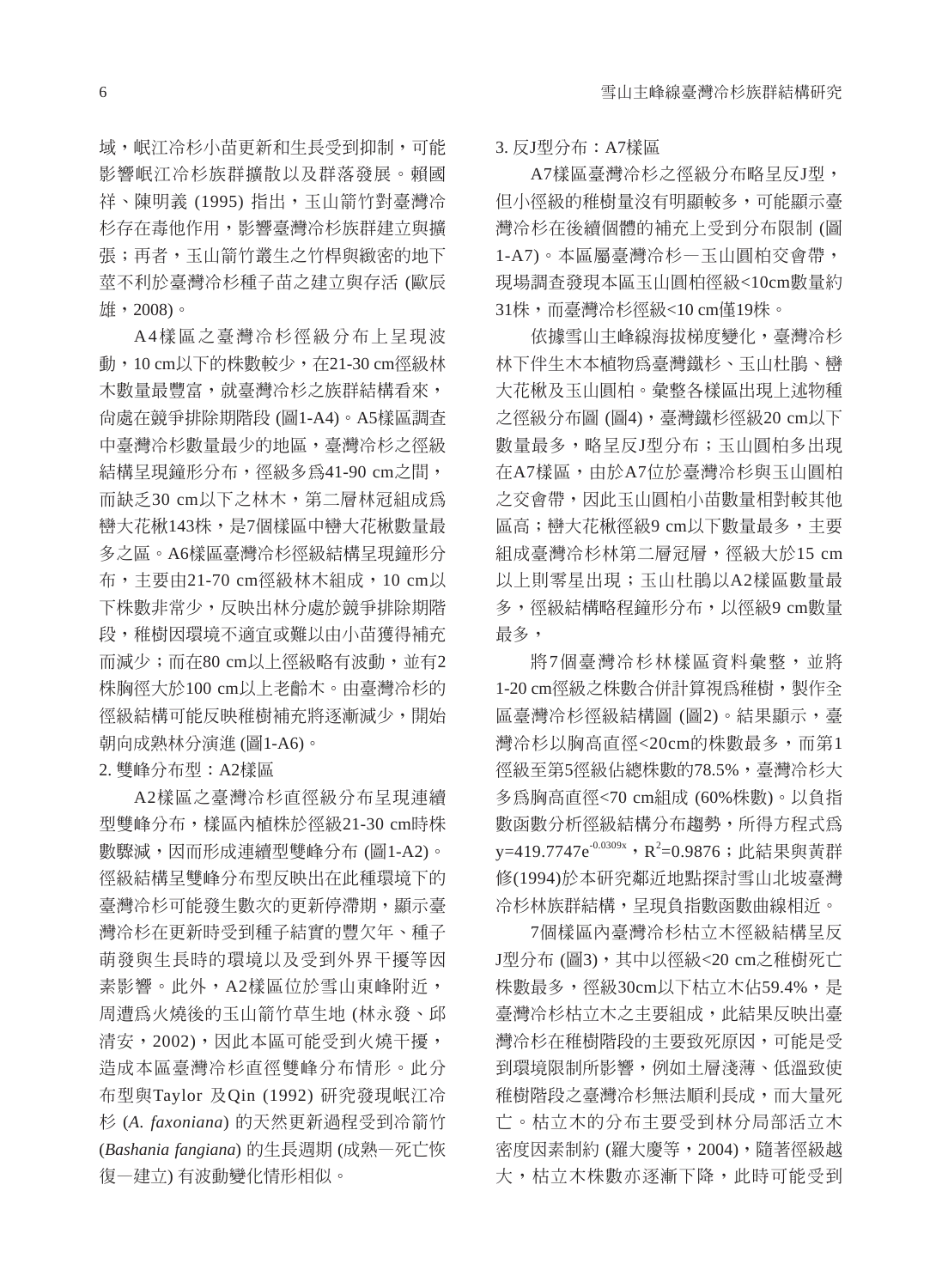域，岷江冷杉小苗更新和生長受到抑制，可能影響岷江冷杉族群擴散以及群落發展。賴國祥、陳明義 (1995) 指出，玉山箭竹對臺灣冷杉存在毒他作用，影響臺灣冷杉族群建立與擴張；再者，玉山箭竹叢生之竹桿與緻密的地下莖不利於臺灣冷杉種子苗之建立與存活 (歐辰雄，2008)。

A4樣區之臺灣冷杉徑級分布上呈現波動，10 cm以下的株數較少，在21-30 cm徑級林木數量最豐富，就臺灣冷杉之族群結構看來，尚處在競爭排除期階段 (圖1-A4)。A5樣區調查中臺灣冷杉數量最少的地區，臺灣冷杉之徑級結構呈現鐘形分布，徑級多為41-90 cm之間，而缺乏30 cm以下之林木，第二層林冠組成為巒大花楸143株，是7個樣區中巒大花楸數量最多之區。A6樣區臺灣冷杉徑級結構呈現鐘形分布，主要由21-70 cm徑級林木組成，10 cm以下株數非常少，反映出林分處於競爭排除期階段，稚樹因環境不適宜或難以由小苗獲得補充而減少；而在80 cm以上徑級略有波動，並有2株胸徑大於100 cm以上老齡木。由臺灣冷杉的徑級結構可能反映稚樹補充將逐漸減少，開始朝向成熟林分演進 (圖1-A6)。

2. 雙峰分布型：A2樣區

A2樣區之臺灣冷杉直徑級分布呈現連續型雙峰分布，樣區內植株於徑級21-30 cm時株數驟減，因而形成連續型雙峰分布 (圖1-A2)。徑級結構呈雙峰分布型反映出在此種環境下的臺灣冷杉可能發生數次的更新停滯期，顯示臺灣冷杉在更新時受到種子結實的豐欠年、種子萌發與生長時的環境以及受到外界干擾等因素影響。此外，A2樣區位於雪山東峰附近，周遭為火燒後的玉山箭竹草生地 (林永發、邱清安，2002)，因此本區可能受到火燒干擾，造成本區臺灣冷杉直徑雙峰分布情形。此分布型與Taylor 及Qin (1992) 研究發現岷江冷杉 (*A. faxoniana*) 的天然更新過程受到冷箭竹 (*Bashania fangiana*) 的生長週期 (成熟—死亡恢復—建立) 有波動變化情形相似。

3. 反J型分布：A7樣區

A7樣區臺灣冷杉之徑級分布略呈反J型，但小徑級的稚樹量沒有明顯較多，可能顯示臺灣冷杉在後續個體的補充上受到分布限制 (圖1-A7)。本區屬臺灣冷杉—玉山圓柏交會帶，現場調查發現本區玉山圓柏徑級<10cm數量約31株，而臺灣冷杉徑級<10 cm僅19株。

依據雪山主峰線海拔梯度變化，臺灣冷杉林下伴生木本植物為臺灣鐵杉、玉山杜鵑、巒大花楸及玉山圓柏。彙整各樣區出現上述物種之徑級分布圖 (圖4)，臺灣鐵杉徑級20 cm以下數量最多，略呈反J型分布；玉山圓柏多出現在A7樣區，由於A7位於臺灣冷杉與玉山圓柏之交會帶，因此玉山圓柏小苗數量相對較其他區高；巒大花楸徑級9 cm以下數量最多，主要組成臺灣冷杉林第二層冠層，徑級大於15 cm以上則零星出現；玉山杜鵑以A2樣區數量最多，徑級結構略程鐘形分布，以徑級9 cm數量最多，

將7個臺灣冷杉林樣區資料彙整，並將1-20 cm徑級之株數合併計算視為稚樹，製作全區臺灣冷杉徑級結構圖 (圖2)。結果顯示，臺灣冷杉以胸高直徑<20cm的株數最多，而第1徑級至第5徑級佔總株數的78.5%，臺灣冷杉大多為胸高直徑<70 cm組成 (60%株數)。以負指數函數分析徑級結構分布趨勢，所得方程式為 $y=419.7747e^{-0.0309x}$，$R^2=0.9876$；此結果與黃群修(1994)於本研究鄰近地點探討雪山北坡臺灣冷杉林族群結構，呈現負指數函數曲線相近。

7個樣區內臺灣冷杉枯立木徑級結構呈反J型分布 (圖3)，其中以徑級<20 cm之稚樹死亡株數最多，徑級30cm以下枯立木佔59.4%，是臺灣冷杉枯立木之主要組成，此結果反映出臺灣冷杉在稚樹階段的主要致死原因，可能是受到環境限制所影響，例如土層淺薄、低溫致使稚樹階段之臺灣冷杉無法順利長成，而大量死亡。枯立木的分布主要受到林分局部活立木密度因素制約 (羅大慶等，2004)，隨著徑級越大，枯立木株數亦逐漸下降，此時可能受到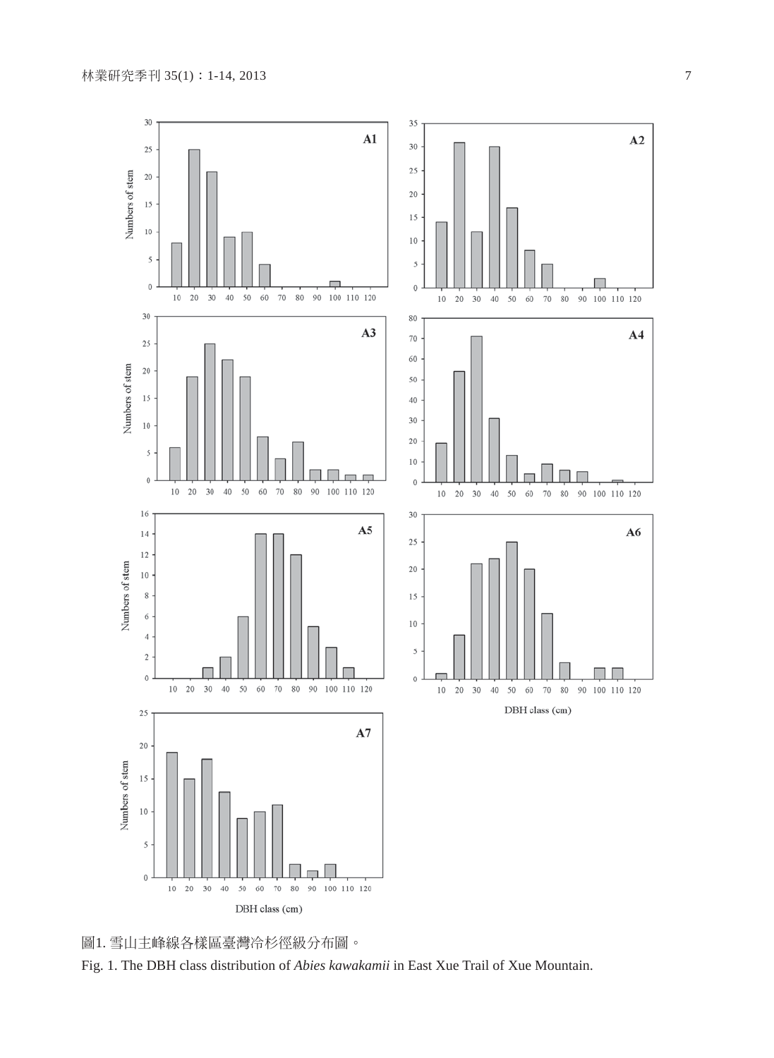圖1. 雪山主峰線各樣區臺灣冷杉徑級分布圖。

Fig. 1. The DBH class distribution of *Abies kawakamii* in East Xue Trail of Xue Mountain.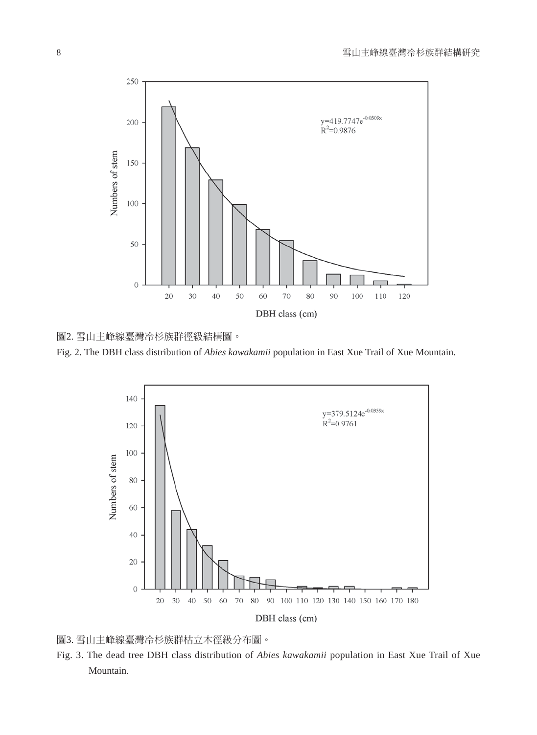圖2. 雪山主峰線臺灣冷杉族群徑級結構圖。

Fig. 2. The DBH class distribution of *Abies kawakamii* population in East Xue Trail of Xue Mountain.

圖3. 雪山主峰線臺灣冷杉族群枯立木徑級分布圖。

Fig. 3. The dead tree DBH class distribution of *Abies kawakamii* population in East Xue Trail of Xue Mountain.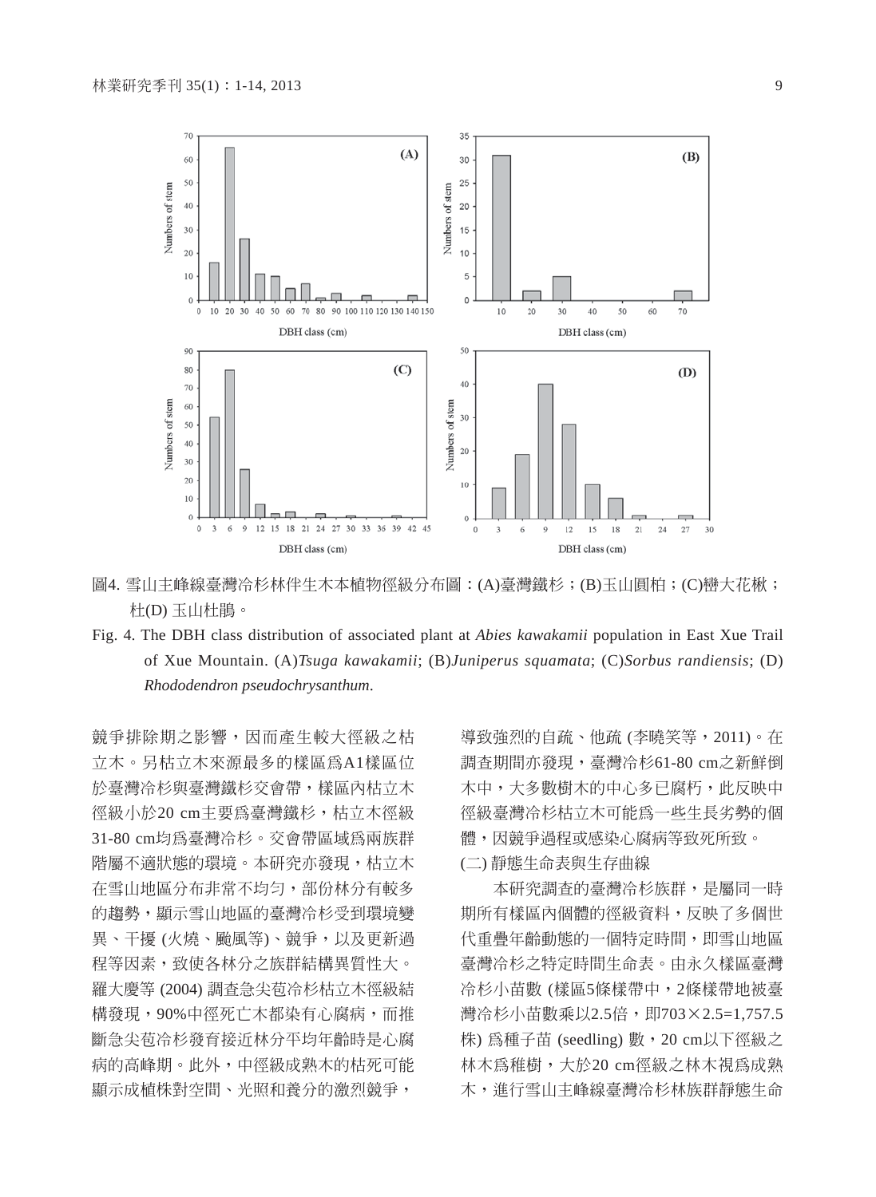圖4. 雪山主峰線臺灣冷杉林伴生木本植物徑級分布圖：(A)臺灣鐵杉；(B)玉山圓柏；(C)巒大花楸；杜(D) 玉山杜鵑。

Fig. 4. The DBH class distribution of associated plant at *Abies kawakamii* population in East Xue Trail of Xue Mountain. (A)*Tsuga kawakamii*; (B)*Juniperus squamata*; (C)*Sorbus randiensis*; (D) *Rhododendron pseudochrysanthum*.

競爭排除期之影響，因而產生較大徑級之枯立木。另枯立木來源最多的樣區爲A1樣區位於臺灣冷杉與臺灣鐵杉交會帶，樣區內枯立木徑級小於20 cm主要爲臺灣鐵杉，枯立木徑級31-80 cm均爲臺灣冷杉。交會帶區域爲兩族群階屬不適狀態的環境。本研究亦發現，枯立木在雪山地區分布非常不均勻，部份林分有較多的趨勢，顯示雪山地區的臺灣冷杉受到環境變異、干擾 (火燒、颱風等)、競爭，以及更新過程等因素，致使各林分之族群結構異質性大。羅大慶等 (2004) 調查急尖苞冷杉枯立木徑級結構發現，90%中徑死亡木都染有心腐病，而推斷急尖苞冷杉發育接近林分平均年齡時是心腐病的高峰期。此外，中徑級成熟木的枯死可能顯示成植株對空間、光照和養分的激烈競爭，導致強烈的自疏、他疏 (李曉笑等，2011)。在調查期間亦發現，臺灣冷杉61-80 cm之新鮮倒木中，大多數樹木的中心多已腐朽，此反映中徑級臺灣冷杉枯立木可能爲一些生長劣勢的個體，因競爭過程或感染心腐病等致死所致。

(二) 靜態生命表與生存曲線

本研究調查的臺灣冷杉族群，是屬同一時期所有樣區內個體的徑級資料，反映了多個世代重疊年齡動態的一個特定時間，即雪山地區臺灣冷杉之特定時間生命表。由永久樣區臺灣冷杉小苗數 (樣區5條樣帶中，2條樣帶地被臺灣冷杉小苗數乘以2.5倍，即703×2.5=1,757.5株) 爲種子苗 (seedling) 數，20 cm以下徑級之林木爲稚樹，大於20 cm徑級之林木視爲成熟木，進行雪山主峰線臺灣冷杉林族群靜態生命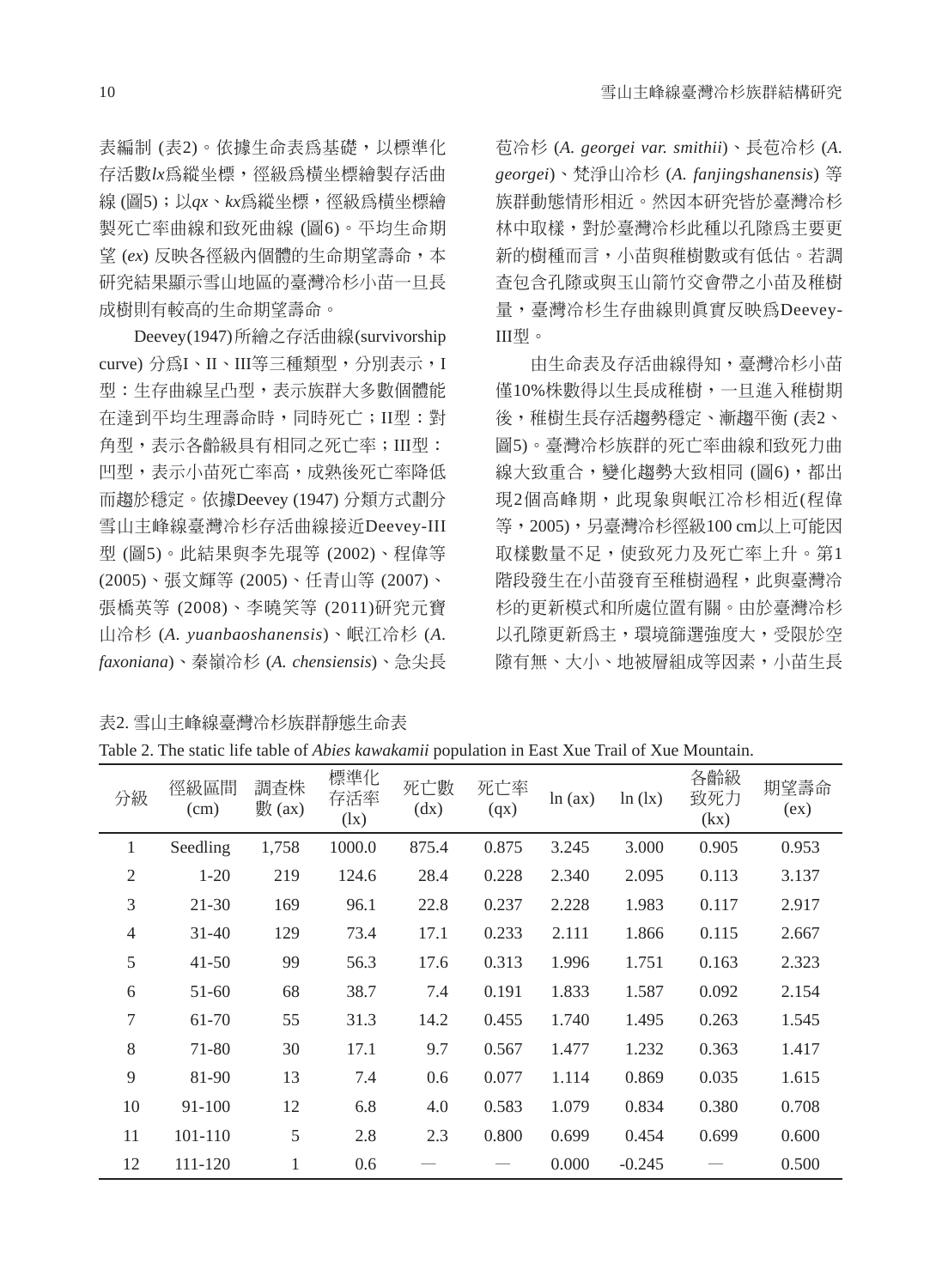表編制 (表2)。依據生命表爲基礎，以標準化存活數*lx*爲縱坐標，徑級爲橫坐標繪製存活曲線 (圖5)；以*qx*、*kx*爲縱坐標，徑級爲橫坐標繪製死亡率曲線和致死曲線 (圖6)。平均生命期望 (*ex*) 反映各徑級內個體的生命期望壽命，本研究結果顯示雪山地區的臺灣冷杉小苗一旦長成樹則有較高的生命期望壽命。

Deevey(1947)所繪之存活曲線(survivorship curve) 分爲I、II、III等三種類型，分別表示，I型：生存曲線呈凸型，表示族群大多數個體能在達到平均生理壽命時，同時死亡；II型：對角型，表示各齡級具有相同之死亡率；III型：凹型，表示小苗死亡率高，成熟後死亡率降低而趨於穩定。依據Deevey (1947) 分類方式劃分雪山主峰線臺灣冷杉存活曲線接近Deevey-III型 (圖5)。此結果與李先琨等 (2002)、程偉等 (2005)、張文輝等 (2005)、任青山等 (2007)、張橋英等 (2008)、李曉笑等 (2011)研究元寶山冷杉 (*A. yuanbaoshanensis*)、岷江冷杉 (*A. faxoniana*)、秦嶺冷杉 (*A. chensiensis*)、急尖長苞冷杉 (*A. georgei var. smithii*)、長苞冷杉 (*A. georgei*)、梵淨山冷杉 (*A. fanjingshanensis*) 等族群動態情形相近。然因本研究皆於臺灣冷杉林中取樣，對於臺灣冷杉此種以孔隙爲主要更新的樹種而言，小苗與稚樹數或有低估。若調查包含孔隙或與玉山箭竹交會帶之小苗及稚樹量，臺灣冷杉生存曲線則眞實反映爲Deevey-III型。

由生命表及存活曲線得知，臺灣冷杉小苗僅10%株數得以生長成稚樹，一旦進入稚樹期後，稚樹生長存活趨勢穩定、漸趨平衡 (表2、圖5)。臺灣冷杉族群的死亡率曲線和致死力曲線大致重合，變化趨勢大致相同 (圖6)，都出現2個高峰期，此現象與岷江冷杉相近(程偉等，2005)，另臺灣冷杉徑級100 cm以上可能因取樣數量不足，使致死力及死亡率上升。第1階段發生在小苗發育至稚樹過程，此與臺灣冷杉的更新模式和所處位置有關。由於臺灣冷杉以孔隙更新爲主，環境篩選強度大，受限於空隙有無、大小、地被層組成等因素，小苗生長

表2. 雪山主峰線臺灣冷杉族群靜態生命表

Table 2. The static life table of *Abies kawakamii* population in East Xue Trail of Xue Mountain.

| 分級 | 徑級區間 (cm) | 調查株數 (ax) | 標準化存活率 (lx) | 死亡數 (dx) | 死亡率 (qx) | ln (ax) | ln (lx) | 各齡級致死力 (kx) | 期望壽命 (ex) |
|---|---|---|---|---|---|---|---|---|---|
| 1 | Seedling | 1,758 | 1000.0 | 875.4 | 0.875 | 3.245 | 3.000 | 0.905 | 0.953 |
| 2 | 1-20 | 219 | 124.6 | 28.4 | 0.228 | 2.340 | 2.095 | 0.113 | 3.137 |
| 3 | 21-30 | 169 | 96.1 | 22.8 | 0.237 | 2.228 | 1.983 | 0.117 | 2.917 |
| 4 | 31-40 | 129 | 73.4 | 17.1 | 0.233 | 2.111 | 1.866 | 0.115 | 2.667 |
| 5 | 41-50 | 99 | 56.3 | 17.6 | 0.313 | 1.996 | 1.751 | 0.163 | 2.323 |
| 6 | 51-60 | 68 | 38.7 | 7.4 | 0.191 | 1.833 | 1.587 | 0.092 | 2.154 |
| 7 | 61-70 | 55 | 31.3 | 14.2 | 0.455 | 1.740 | 1.495 | 0.263 | 1.545 |
| 8 | 71-80 | 30 | 17.1 | 9.7 | 0.567 | 1.477 | 1.232 | 0.363 | 1.417 |
| 9 | 81-90 | 13 | 7.4 | 0.6 | 0.077 | 1.114 | 0.869 | 0.035 | 1.615 |
| 10 | 91-100 | 12 | 6.8 | 4.0 | 0.583 | 1.079 | 0.834 | 0.380 | 0.708 |
| 11 | 101-110 | 5 | 2.8 | 2.3 | 0.800 | 0.699 | 0.454 | 0.699 | 0.600 |
| 12 | 111-120 | 1 | 0.6 | — | — | 0.000 | -0.245 | — | 0.500 |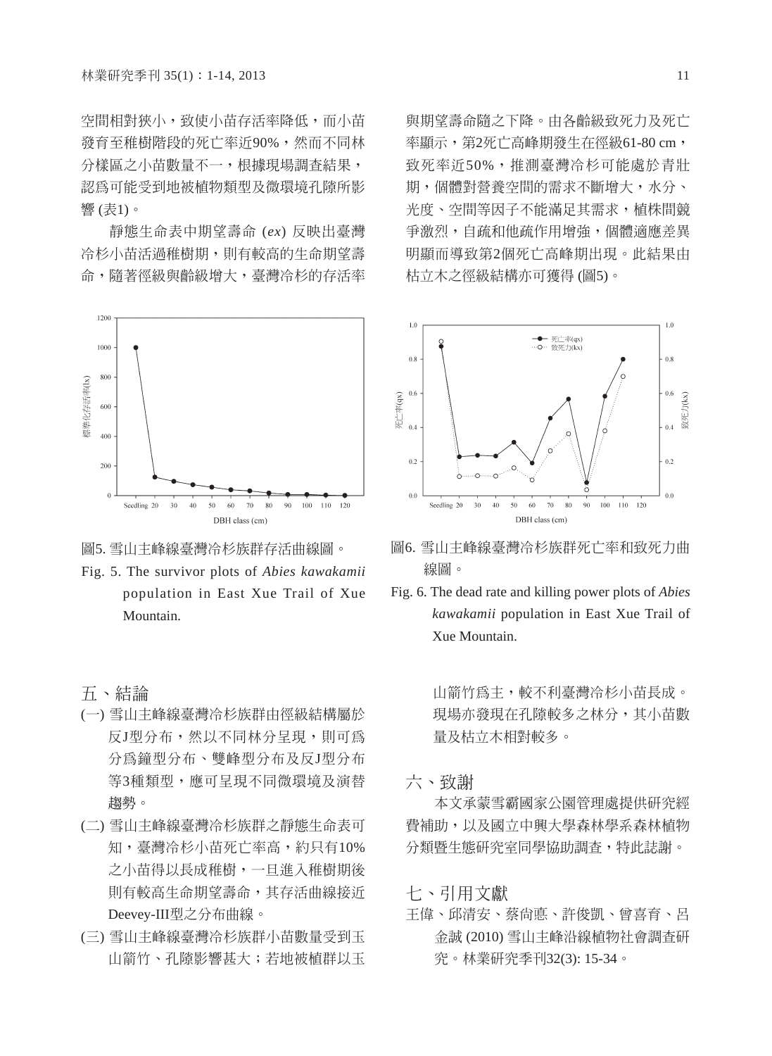空間相對狹小，致使小苗存活率降低，而小苗發育至稚樹階段的死亡率近90%，然而不同林分樣區之小苗數量不一，根據現場調查結果，認爲可能受到地被植物類型及微環境孔隙所影響 (表1)。

靜態生命表中期望壽命 (*ex*) 反映出臺灣冷杉小苗活過稚樹期，則有較高的生命期望壽命，隨著徑級與齡級增大，臺灣冷杉的存活率與期望壽命隨之下降。由各齡級致死力及死亡率顯示，第2死亡高峰期發生在徑級61-80 cm，致死率近50%，推測臺灣冷杉可能處於青壯期，個體對營養空間的需求不斷增大，水分、光度、空間等因子不能滿足其需求，植株間競爭激烈，自疏和他疏作用增強，個體適應差異明顯而導致第2個死亡高峰期出現。此結果由枯立木之徑級結構亦可獲得 (圖5)。

圖5. 雪山主峰線臺灣冷杉族群存活曲線圖。

Fig. 5. The survivor plots of *Abies kawakamii* population in East Xue Trail of Xue Mountain.

圖6. 雪山主峰線臺灣冷杉族群死亡率和致死力曲線圖。

Fig. 6. The dead rate and killing power plots of *Abies kawakamii* population in East Xue Trail of Xue Mountain.

## 五、結論

(一) 雪山主峰線臺灣冷杉族群由徑級結構屬於反J型分布，然以不同林分呈現，則可爲分爲鐘型分布、雙峰型分布及反J型分布等3種類型，應可呈現不同微環境及演替趨勢。

(二) 雪山主峰線臺灣冷杉族群之靜態生命表可知，臺灣冷杉小苗死亡率高，約只有10%之小苗得以長成稚樹，一旦進入稚樹期後則有較高生命期望壽命，其存活曲線接近Deevey-III型之分布曲線。

(三) 雪山主峰線臺灣冷杉族群小苗數量受到玉山箭竹、孔隙影響甚大；若地被植群以玉山箭竹爲主，較不利臺灣冷杉小苗長成。現場亦發現在孔隙較多之林分，其小苗數量及枯立木相對較多。

## 六、致謝

本文承蒙雪霸國家公園管理處提供研究經費補助，以及國立中興大學森林學系森林植物分類暨生態研究室同學協助調查，特此誌謝。

## 七、引用文獻

王偉、邱清安、蔡尚悳、許俊凱、曾喜育、呂金誠 (2010) 雪山主峰沿線植物社會調查研究。林業研究季刊32(3): 15-34。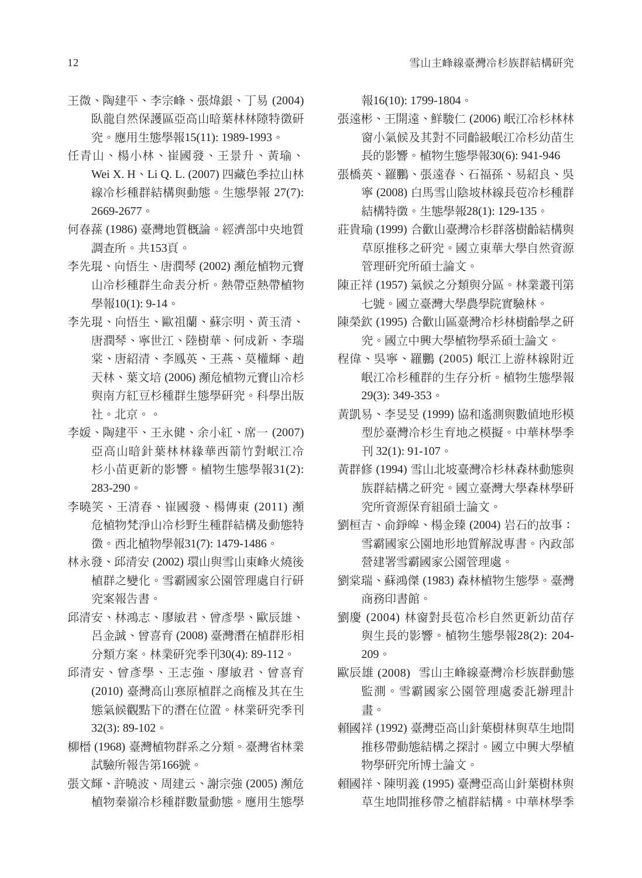王微、陶建平、李宗峰、張煒銀、丁易 (2004) 臥龍自然保護區亞高山暗葉林林隙特徵研究。應用生態學報15(11): 1989-1993。

任青山、楊小林、崔國發、王景升、黃瑜、Wei X. H、Li Q. L. (2007) 四藏色季拉山林線冷杉種群結構與動態。生態學報 27(7): 2669-2677。

何春蓀 (1986) 臺灣地質概論。經濟部中央地質調查所。共153頁。

李先琨、向悟生、唐潤琴 (2002) 瀕危植物元寶山冷杉種群生命表分析。熱帶亞熱帶植物學報10(1): 9-14。

李先琨、向悟生、歐祖蘭、蘇宗明、黃玉清、唐潤琴、寧世江、陸樹華、何成新、李瑞棠、唐紹清、李鳳英、王燕、莫權輝、趙天林、葉文培 (2006) 瀕危植物元寶山冷杉與南方紅豆杉種群生態學研究。科學出版社。北京。。

李媛、陶建平、王永健、余小紅、席一 (2007) 亞高山暗針葉林林緣華西箭竹對岷江冷杉小苗更新的影響。植物生態學報31(2): 283-290。

李曉笑、王清春、崔國發、楊傳東 (2011) 瀕危植物梵淨山冷杉野生種群結構及動態特徵。西北植物學報31(7): 1479-1486。

林永發、邱清安 (2002) 環山與雪山東峰火燒後植群之變化。雪霸國家公園管理處自行研究案報告書。

邱清安、林鴻志、廖敏君、曾彥學、歐辰雄、呂金誠、曾喜育 (2008) 臺灣潛在植群形相分類方案。林業研究季刊30(4): 89-112。

邱清安、曾彥學、王志強、廖敏君、曾喜育 (2010) 臺灣高山寒原植群之商榷及其在生態氣候觀點下的潛在位置。林業研究季刊 32(3): 89-102。

柳榗 (1968) 臺灣植物群系之分類。臺灣省林業試驗所報告第166號。

張文輝、許曉波、周建云、謝宗強 (2005) 瀕危植物秦嶺冷杉種群數量動態。應用生態學報16(10): 1799-1804。

張遠彬、王開遠、鮮駿仁 (2006) 岷江冷杉林林窗小氣候及其對不同齡級岷江冷杉幼苗生長的影響。植物生態學報30(6): 941-946

張橋英、羅鵬、張遠春、石福孫、易紹良、吳寧 (2008) 白馬雪山陰坡林線長苞冷杉種群結構特徵。生態學報28(1): 129-135。

莊貴瑜 (1999) 合歡山臺灣冷杉群落樹齡結構與草原推移之研究。國立東華大學自然資源管理研究所碩士論文。

陳正祥 (1957) 氣候之分類與分區。林業叢刊第七號。國立臺灣大學農學院實驗林。

陳榮欽 (1995) 合歡山區臺灣冷杉林樹齡學之研究。國立中興大學植物學系碩士論文。

程偉、吳寧、羅鵬 (2005) 岷江上游林線附近岷江冷杉種群的生存分析。植物生態學報 29(3): 349-353。

黃凱易、李旻旻 (1999) 協和遙測與數值地形模型於臺灣冷杉生育地之模擬。中華林學季刊 32(1): 91-107。

黃群修 (1994) 雪山北坡臺灣冷杉林森林動態與族群結構之研究。國立臺灣大學森林學研究所資源保育組碩士論文。

劉桓吉、俞錚皞、楊金臻 (2004) 岩石的故事：雪霸國家公園地形地質解說專書。內政部營建署雪霸國家公園管理處。

劉棠瑞、蘇鴻傑 (1983) 森林植物生態學。臺灣商務印書館。

劉慶 (2004) 林窗對長苞冷杉自然更新幼苗存與生長的影響。植物生態學報28(2): 204-209。

歐辰雄 (2008) 雪山主峰線臺灣冷杉族群動態監測。雪霸國家公園管理處委託辦理計畫。

賴國祥 (1992) 臺灣亞高山針葉樹林與草生地間推移帶動態結構之探討。國立中興大學植物學研究所博士論文。

賴國祥、陳明義 (1995) 臺灣亞高山針葉樹林與草生地間推移帶之植群結構。中華林學季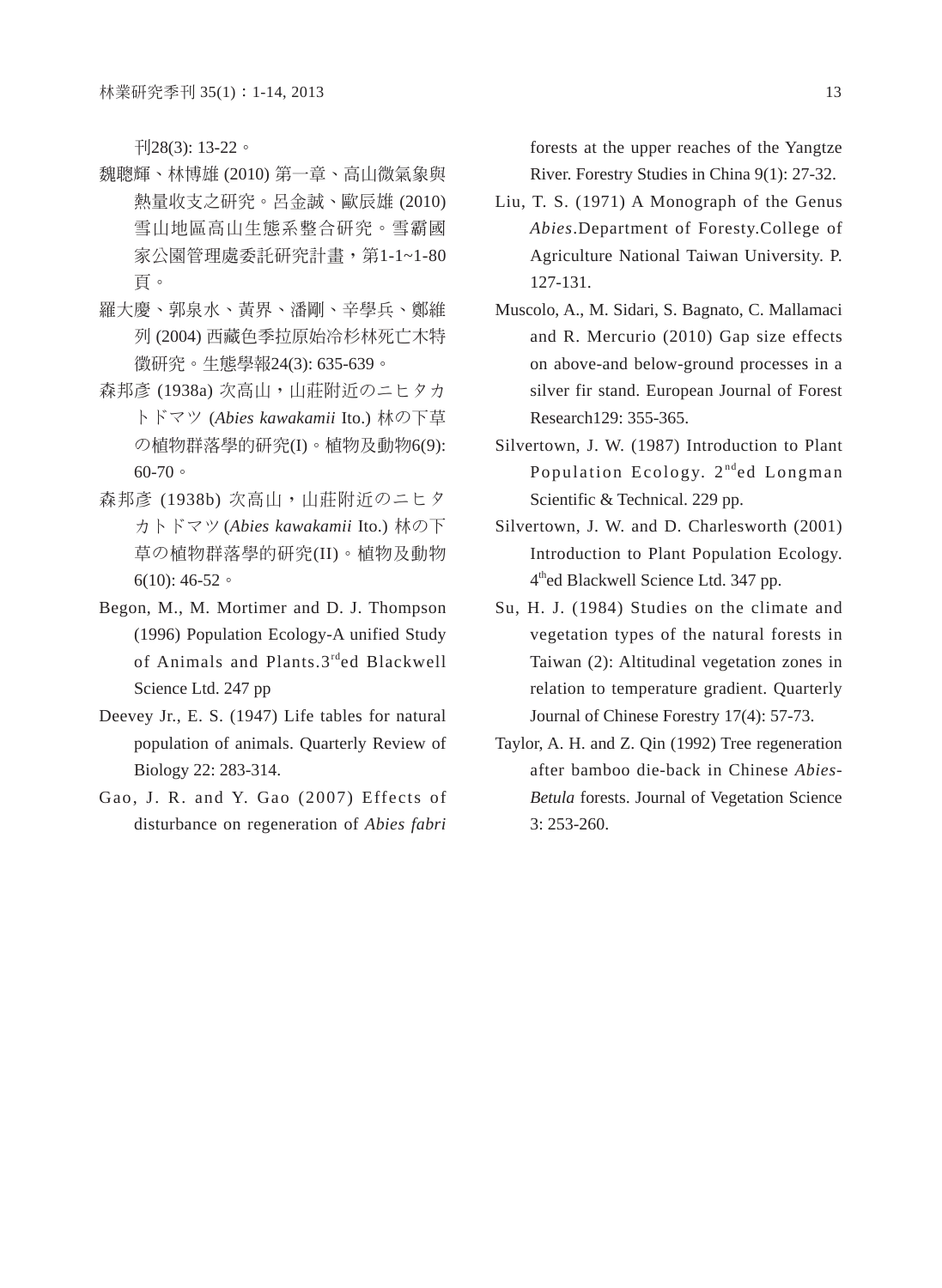刊28(3): 13-22。

魏聰輝、林博雄 (2010) 第一章、高山微氣象與熱量收支之研究。呂金誠、歐辰雄 (2010) 雪山地區高山生態系整合研究。雪霸國家公園管理處委託研究計畫，第1-1~1-80頁。

羅大慶、郭泉水、黃界、潘剛、辛學兵、鄭維列 (2004) 西藏色季拉原始冷杉林死亡木特徵研究。生態學報24(3): 635-639。

森邦彥 (1938a) 次高山，山莊附近のニヒタカトドマツ (*Abies kawakamii* Ito.) 林の下草の植物群落學的研究(I)。植物及動物6(9): 60-70。

森邦彥 (1938b) 次高山，山莊附近のニヒタカトドマツ (*Abies kawakamii* Ito.) 林の下草の植物群落學的研究(II)。植物及動物6(10): 46-52。

Begon, M., M. Mortimer and D. J. Thompson (1996) Population Ecology-A unified Study of Animals and Plants.3rded Blackwell Science Ltd. 247 pp

Deevey Jr., E. S. (1947) Life tables for natural population of animals. Quarterly Review of Biology 22: 283-314.

Gao, J. R. and Y. Gao (2007) Effects of disturbance on regeneration of *Abies fabri* forests at the upper reaches of the Yangtze River. Forestry Studies in China 9(1): 27-32.

Liu, T. S. (1971) A Monograph of the Genus *Abies*.Department of Foresty.College of Agriculture National Taiwan University. P. 127-131.

Muscolo, A., M. Sidari, S. Bagnato, C. Mallamaci and R. Mercurio (2010) Gap size effects on above-and below-ground processes in a silver fir stand. European Journal of Forest Research129: 355-365.

Silvertown, J. W. (1987) Introduction to Plant Population Ecology. 2nded Longman Scientific & Technical. 229 pp.

Silvertown, J. W. and D. Charlesworth (2001) Introduction to Plant Population Ecology. 4thed Blackwell Science Ltd. 347 pp.

Su, H. J. (1984) Studies on the climate and vegetation types of the natural forests in Taiwan (2): Altitudinal vegetation zones in relation to temperature gradient. Quarterly Journal of Chinese Forestry 17(4): 57-73.

Taylor, A. H. and Z. Qin (1992) Tree regeneration after bamboo die-back in Chinese *Abies-Betula* forests. Journal of Vegetation Science 3: 253-260.